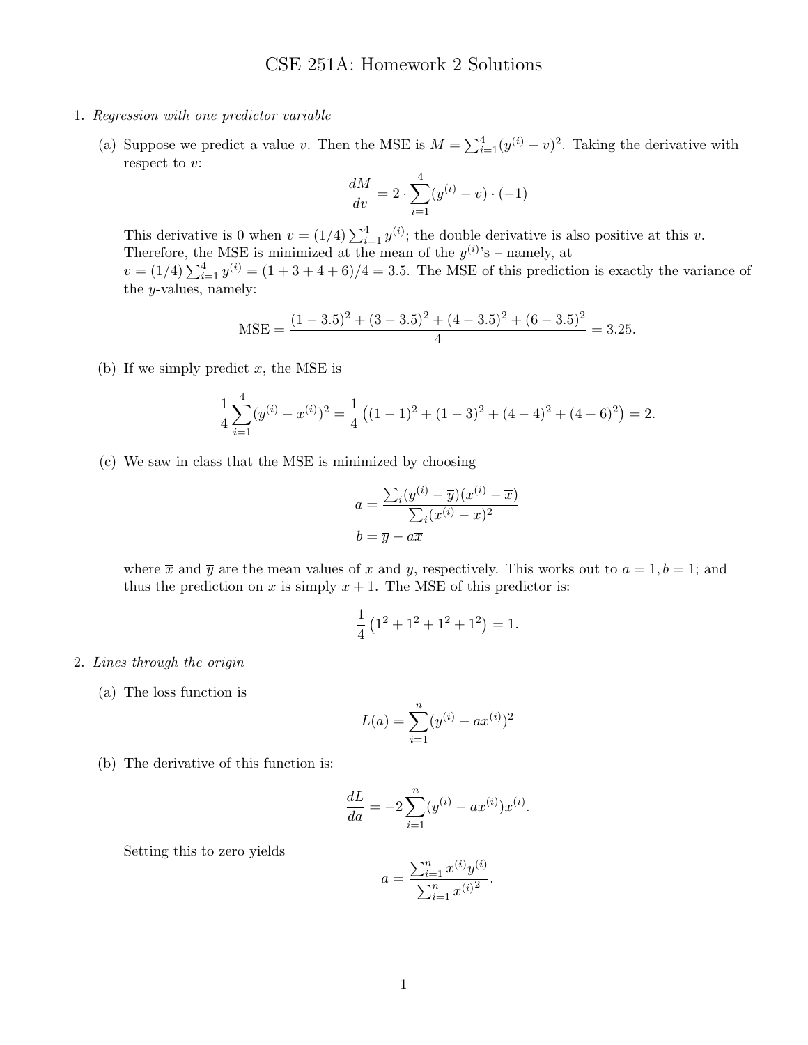# CSE 251A: Homework 2 Solutions

1. *Regression with one predictor variable*

   (a) Suppose we predict a value $v$. Then the MSE is $M = \sum_{i=1}^{4}(y^{(i)} - v)^2$. Taking the derivative with respect to $v$:

   $$\frac{dM}{dv} = 2 \cdot \sum_{i=1}^{4}(y^{(i)} - v) \cdot (-1)$$

   This derivative is 0 when $v = (1/4)\sum_{i=1}^{4} y^{(i)}$; the double derivative is also positive at this $v$. Therefore, the MSE is minimized at the mean of the $y^{(i)}$'s – namely, at $v = (1/4)\sum_{i=1}^{4} y^{(i)} = (1 + 3 + 4 + 6)/4 = 3.5$. The MSE of this prediction is exactly the variance of the $y$-values, namely:

   $$\text{MSE} = \frac{(1-3.5)^2 + (3-3.5)^2 + (4-3.5)^2 + (6-3.5)^2}{4} = 3.25.$$

   (b) If we simply predict $x$, the MSE is

   $$\frac{1}{4}\sum_{i=1}^{4}(y^{(i)} - x^{(i)})^2 = \frac{1}{4}\left((1-1)^2 + (1-3)^2 + (4-4)^2 + (4-6)^2\right) = 2.$$

   (c) We saw in class that the MSE is minimized by choosing

   $$a = \frac{\sum_i (y^{(i)} - \overline{y})(x^{(i)} - \overline{x})}{\sum_i (x^{(i)} - \overline{x})^2}$$
   $$b = \overline{y} - a\overline{x}$$

   where $\overline{x}$ and $\overline{y}$ are the mean values of $x$ and $y$, respectively. This works out to $a = 1, b = 1$; and thus the prediction on $x$ is simply $x + 1$. The MSE of this predictor is:

   $$\frac{1}{4}\left(1^2 + 1^2 + 1^2 + 1^2\right) = 1.$$

2. *Lines through the origin*

   (a) The loss function is

   $$L(a) = \sum_{i=1}^{n}(y^{(i)} - ax^{(i)})^2$$

   (b) The derivative of this function is:

   $$\frac{dL}{da} = -2\sum_{i=1}^{n}(y^{(i)} - ax^{(i)})x^{(i)}.$$

   Setting this to zero yields

   $$a = \frac{\sum_{i=1}^{n} x^{(i)} y^{(i)}}{\sum_{i=1}^{n} {x^{(i)}}^2}.$$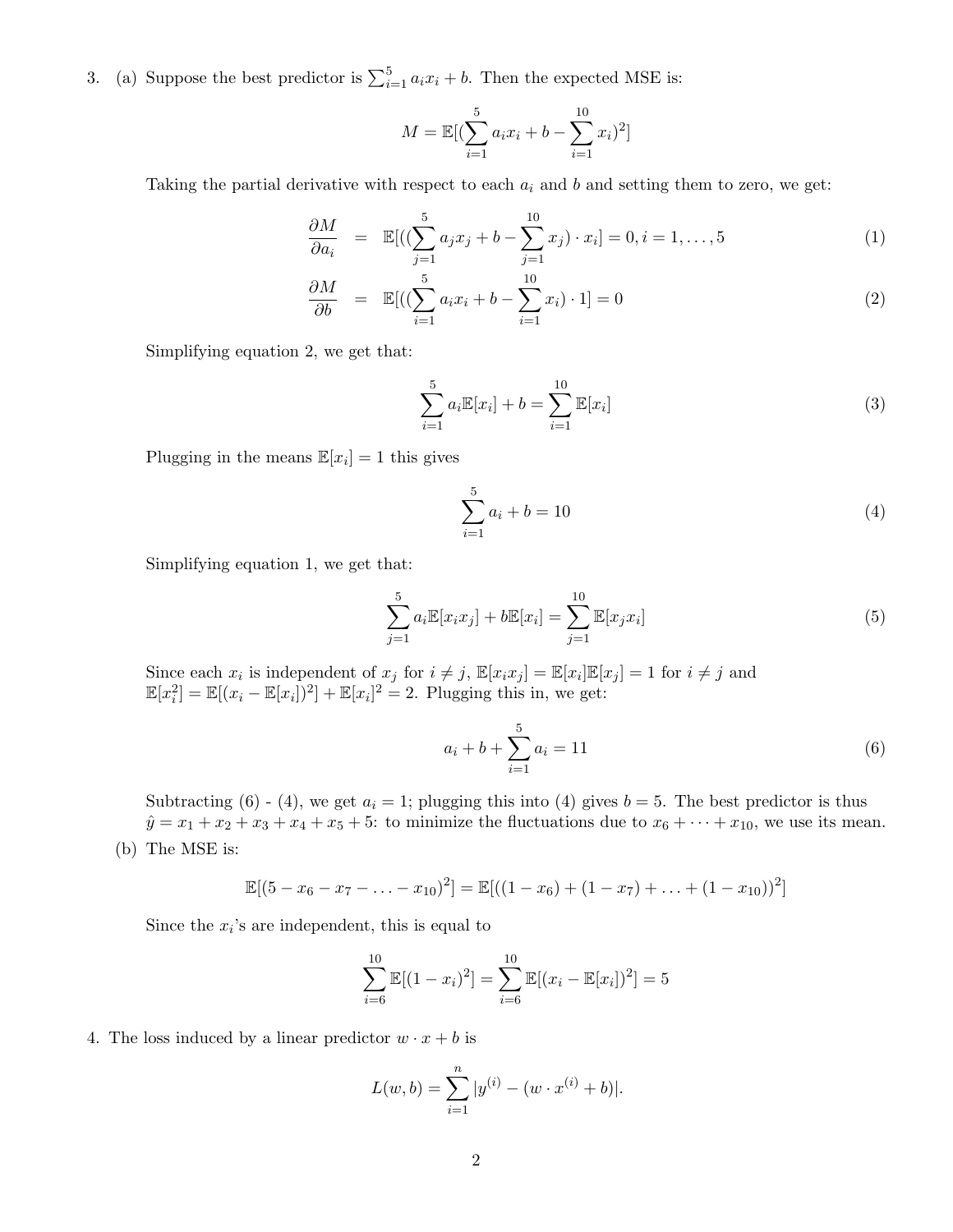3. (a) Suppose the best predictor is $\sum_{i=1}^{5} a_i x_i + b$. Then the expected MSE is:

$$M = \mathbb{E}[(\sum_{i=1}^{5} a_i x_i + b - \sum_{i=1}^{10} x_i)^2]$$

Taking the partial derivative with respect to each $a_i$ and $b$ and setting them to zero, we get:

$$\frac{\partial M}{\partial a_i} = \mathbb{E}[((\sum_{j=1}^{5} a_j x_j + b - \sum_{j=1}^{10} x_j) \cdot x_i] = 0, i = 1, \ldots, 5 \tag{1}$$

$$\frac{\partial M}{\partial b} = \mathbb{E}[((\sum_{i=1}^{5} a_i x_i + b - \sum_{i=1}^{10} x_i) \cdot 1] = 0 \tag{2}$$

Simplifying equation 2, we get that:

$$\sum_{i=1}^{5} a_i \mathbb{E}[x_i] + b = \sum_{i=1}^{10} \mathbb{E}[x_i] \tag{3}$$

Plugging in the means $\mathbb{E}[x_i] = 1$ this gives

$$\sum_{i=1}^{5} a_i + b = 10 \tag{4}$$

Simplifying equation 1, we get that:

$$\sum_{j=1}^{5} a_i \mathbb{E}[x_i x_j] + b\mathbb{E}[x_i] = \sum_{j=1}^{10} \mathbb{E}[x_j x_i] \tag{5}$$

Since each $x_i$ is independent of $x_j$ for $i \neq j$, $\mathbb{E}[x_i x_j] = \mathbb{E}[x_i]\mathbb{E}[x_j] = 1$ for $i \neq j$ and $\mathbb{E}[x_i^2] = \mathbb{E}[(x_i - \mathbb{E}[x_i])^2] + \mathbb{E}[x_i]^2 = 2$. Plugging this in, we get:

$$a_i + b + \sum_{i=1}^{5} a_i = 11 \tag{6}$$

Subtracting (6) - (4), we get $a_i = 1$; plugging this into (4) gives $b = 5$. The best predictor is thus $\hat{y} = x_1 + x_2 + x_3 + x_4 + x_5 + 5$: to minimize the fluctuations due to $x_6 + \cdots + x_{10}$, we use its mean.

(b) The MSE is:

$$\mathbb{E}[(5 - x_6 - x_7 - \ldots - x_{10})^2] = \mathbb{E}[((1 - x_6) + (1 - x_7) + \ldots + (1 - x_{10}))^2]$$

Since the $x_i$'s are independent, this is equal to

$$\sum_{i=6}^{10} \mathbb{E}[(1 - x_i)^2] = \sum_{i=6}^{10} \mathbb{E}[(x_i - \mathbb{E}[x_i])^2] = 5$$

4. The loss induced by a linear predictor $w \cdot x + b$ is

$$L(w, b) = \sum_{i=1}^{n} |y^{(i)} - (w \cdot x^{(i)} + b)|.$$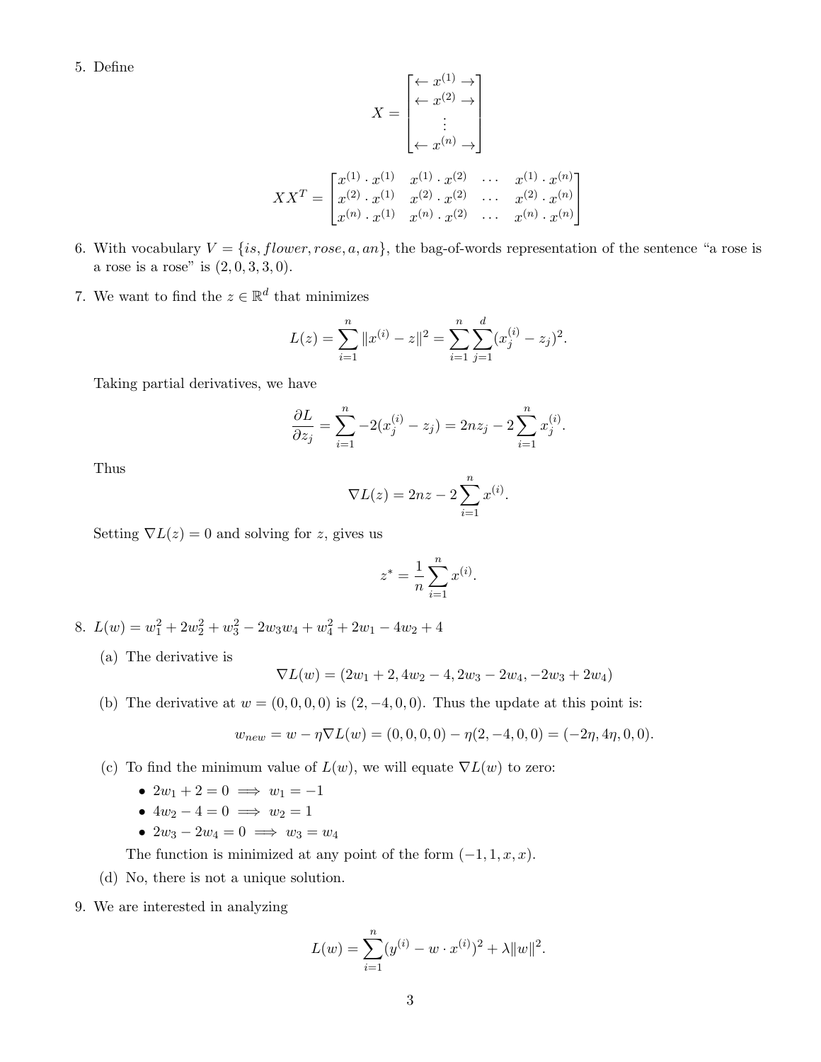5. Define

$$X = \begin{bmatrix} \leftarrow x^{(1)} \rightarrow \\ \leftarrow x^{(2)} \rightarrow \\ \vdots \\ \leftarrow x^{(n)} \rightarrow \end{bmatrix}$$

$$XX^T = \begin{bmatrix} x^{(1)} \cdot x^{(1)} & x^{(1)} \cdot x^{(2)} & \cdots & x^{(1)} \cdot x^{(n)} \\ x^{(2)} \cdot x^{(1)} & x^{(2)} \cdot x^{(2)} & \cdots & x^{(2)} \cdot x^{(n)} \\ x^{(n)} \cdot x^{(1)} & x^{(n)} \cdot x^{(2)} & \cdots & x^{(n)} \cdot x^{(n)} \end{bmatrix}$$

6. With vocabulary $V = \{is, flower, rose, a, an\}$, the bag-of-words representation of the sentence "a rose is a rose is a rose" is $(2, 0, 3, 3, 0)$.

7. We want to find the $z \in \mathbb{R}^d$ that minimizes

$$L(z) = \sum_{i=1}^{n} \|x^{(i)} - z\|^2 = \sum_{i=1}^{n} \sum_{j=1}^{d} (x_j^{(i)} - z_j)^2.$$

   Taking partial derivatives, we have

$$\frac{\partial L}{\partial z_j} = \sum_{i=1}^{n} -2(x_j^{(i)} - z_j) = 2nz_j - 2\sum_{i=1}^{n} x_j^{(i)}.$$

   Thus

$$\nabla L(z) = 2nz - 2\sum_{i=1}^{n} x^{(i)}.$$

   Setting $\nabla L(z) = 0$ and solving for $z$, gives us

$$z^* = \frac{1}{n} \sum_{i=1}^{n} x^{(i)}.$$

8. $L(w) = w_1^2 + 2w_2^2 + w_3^2 - 2w_3w_4 + w_4^2 + 2w_1 - 4w_2 + 4$

   (a) The derivative is

$$\nabla L(w) = (2w_1 + 2, 4w_2 - 4, 2w_3 - 2w_4, -2w_3 + 2w_4)$$

   (b) The derivative at $w = (0, 0, 0, 0)$ is $(2, -4, 0, 0)$. Thus the update at this point is:

$$w_{new} = w - \eta \nabla L(w) = (0, 0, 0, 0) - \eta(2, -4, 0, 0) = (-2\eta, 4\eta, 0, 0).$$

   (c) To find the minimum value of $L(w)$, we will equate $\nabla L(w)$ to zero:

   - $2w_1 + 2 = 0 \implies w_1 = -1$
   - $4w_2 - 4 = 0 \implies w_2 = 1$
   - $2w_3 - 2w_4 = 0 \implies w_3 = w_4$

   The function is minimized at any point of the form $(-1, 1, x, x)$.

   (d) No, there is not a unique solution.

9. We are interested in analyzing

$$L(w) = \sum_{i=1}^{n} (y^{(i)} - w \cdot x^{(i)})^2 + \lambda \|w\|^2.$$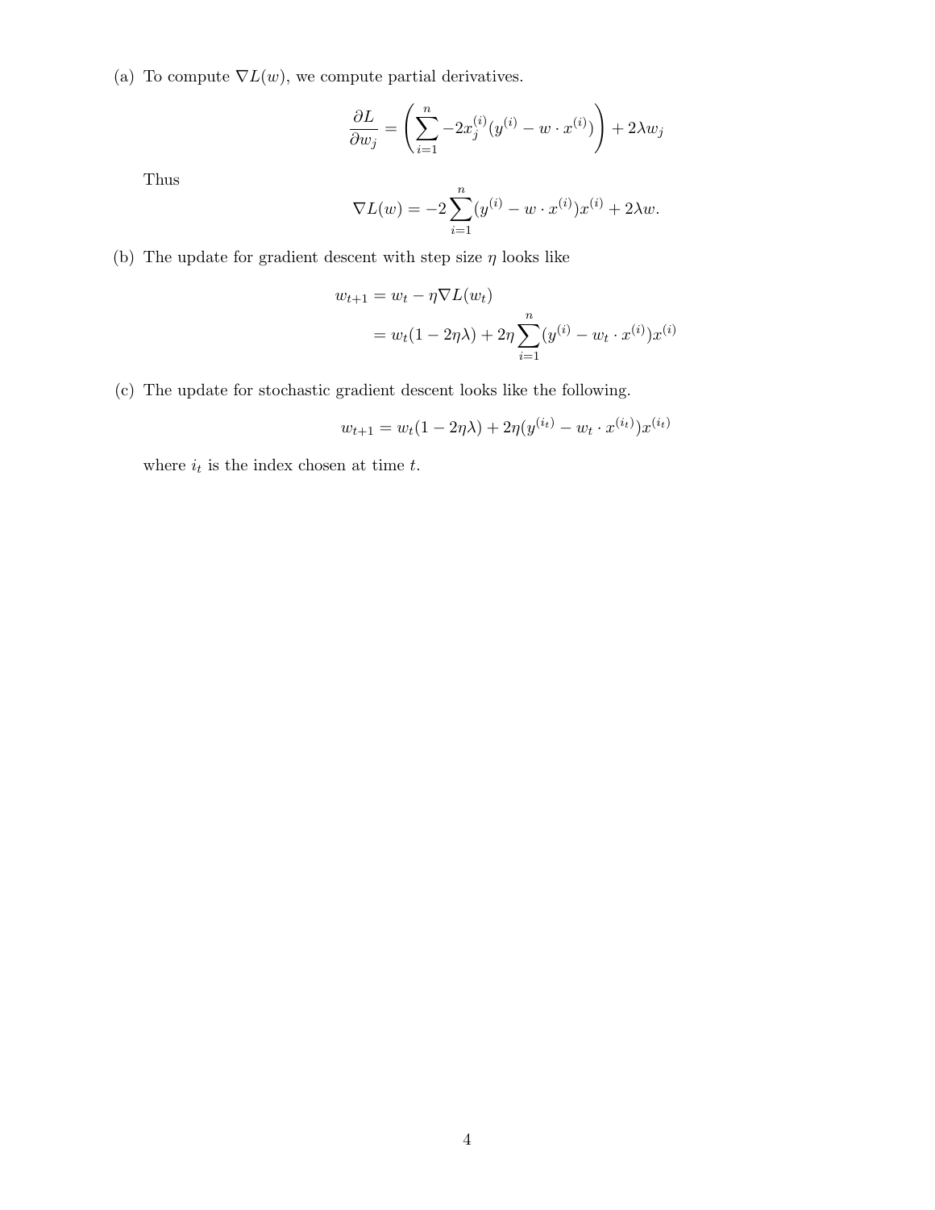(a) To compute $\nabla L(w)$, we compute partial derivatives.

$$\frac{\partial L}{\partial w_j} = \left( \sum_{i=1}^{n} -2x_j^{(i)}(y^{(i)} - w \cdot x^{(i)}) \right) + 2\lambda w_j$$

Thus

$$\nabla L(w) = -2 \sum_{i=1}^{n} (y^{(i)} - w \cdot x^{(i)}) x^{(i)} + 2\lambda w.$$

(b) The update for gradient descent with step size $\eta$ looks like

$$\begin{aligned} w_{t+1} &= w_t - \eta \nabla L(w_t) \\ &= w_t(1 - 2\eta\lambda) + 2\eta \sum_{i=1}^{n} (y^{(i)} - w_t \cdot x^{(i)}) x^{(i)} \end{aligned}$$

(c) The update for stochastic gradient descent looks like the following.

$$w_{t+1} = w_t(1 - 2\eta\lambda) + 2\eta(y^{(i_t)} - w_t \cdot x^{(i_t)}) x^{(i_t)}$$

where $i_t$ is the index chosen at time $t$.